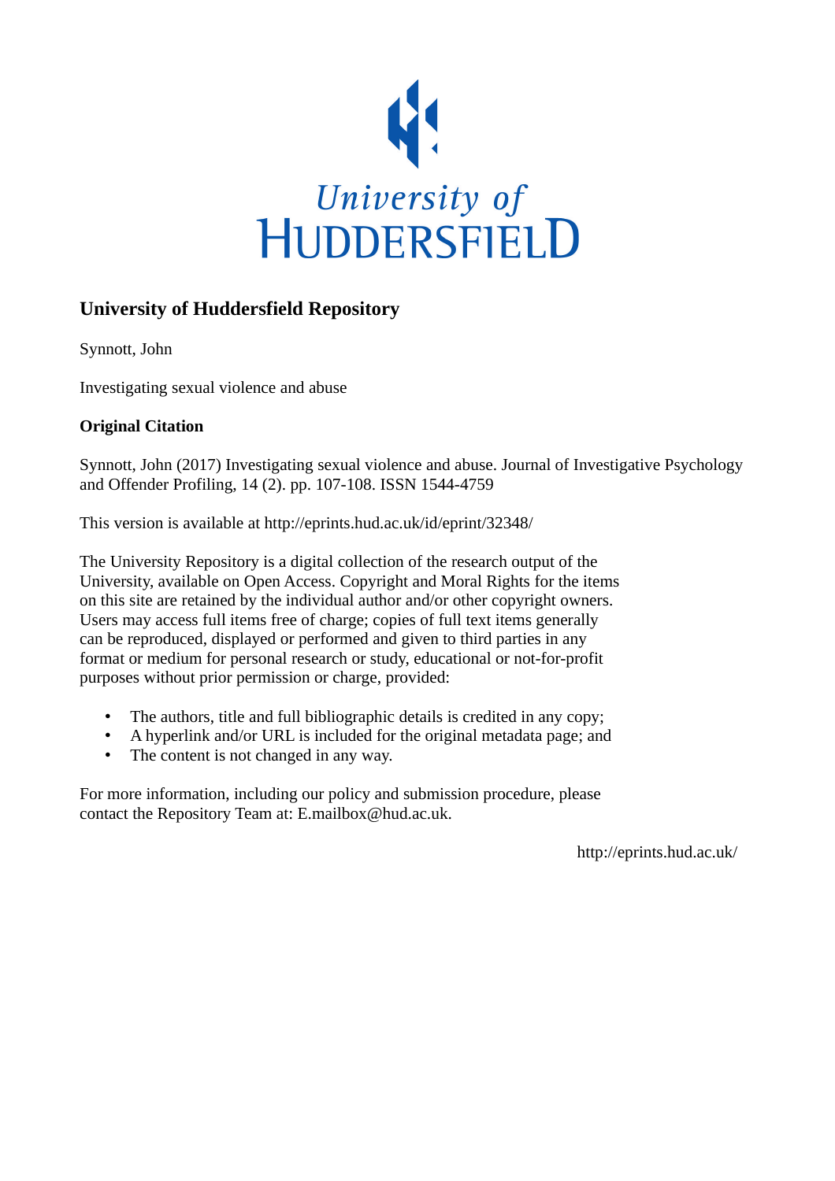University of
HUDDERSFIELD

## University of Huddersfield Repository

Synnott, John

Investigating sexual violence and abuse

### Original Citation

Synnott, John (2017) Investigating sexual violence and abuse. Journal of Investigative Psychology and Offender Profiling, 14 (2). pp. 107-108. ISSN 1544-4759

This version is available at http://eprints.hud.ac.uk/id/eprint/32348/

The University Repository is a digital collection of the research output of the University, available on Open Access. Copyright and Moral Rights for the items on this site are retained by the individual author and/or other copyright owners. Users may access full items free of charge; copies of full text items generally can be reproduced, displayed or performed and given to third parties in any format or medium for personal research or study, educational or not-for-profit purposes without prior permission or charge, provided:

- The authors, title and full bibliographic details is credited in any copy;
- A hyperlink and/or URL is included for the original metadata page; and
- The content is not changed in any way.

For more information, including our policy and submission procedure, please contact the Repository Team at: E.mailbox@hud.ac.uk.

http://eprints.hud.ac.uk/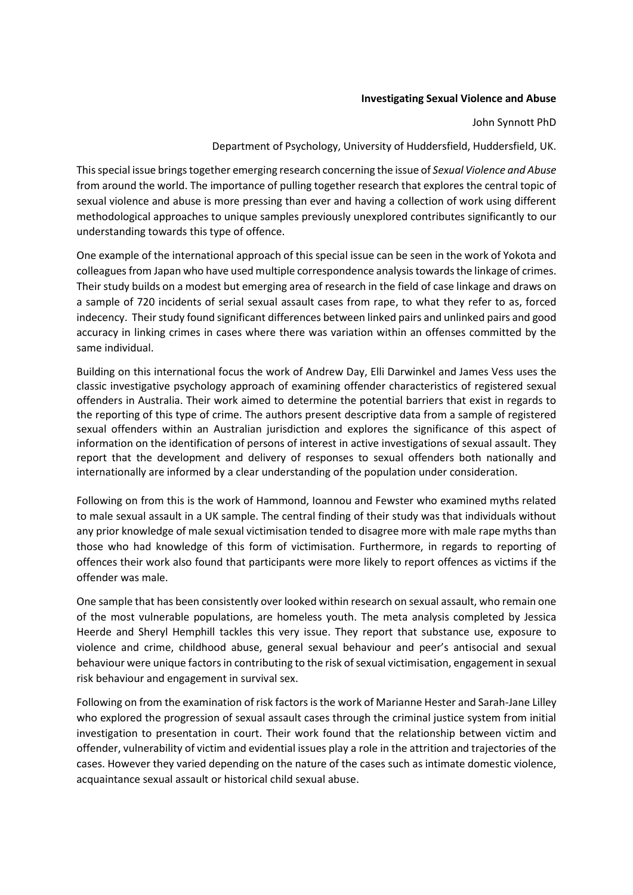**Investigating Sexual Violence and Abuse**

John Synnott PhD

Department of Psychology, University of Huddersfield, Huddersfield, UK.

This special issue brings together emerging research concerning the issue of *Sexual Violence and Abuse* from around the world. The importance of pulling together research that explores the central topic of sexual violence and abuse is more pressing than ever and having a collection of work using different methodological approaches to unique samples previously unexplored contributes significantly to our understanding towards this type of offence.

One example of the international approach of this special issue can be seen in the work of Yokota and colleagues from Japan who have used multiple correspondence analysis towards the linkage of crimes. Their study builds on a modest but emerging area of research in the field of case linkage and draws on a sample of 720 incidents of serial sexual assault cases from rape, to what they refer to as, forced indecency. Their study found significant differences between linked pairs and unlinked pairs and good accuracy in linking crimes in cases where there was variation within an offenses committed by the same individual.

Building on this international focus the work of Andrew Day, Elli Darwinkel and James Vess uses the classic investigative psychology approach of examining offender characteristics of registered sexual offenders in Australia. Their work aimed to determine the potential barriers that exist in regards to the reporting of this type of crime. The authors present descriptive data from a sample of registered sexual offenders within an Australian jurisdiction and explores the significance of this aspect of information on the identification of persons of interest in active investigations of sexual assault. They report that the development and delivery of responses to sexual offenders both nationally and internationally are informed by a clear understanding of the population under consideration.

Following on from this is the work of Hammond, Ioannou and Fewster who examined myths related to male sexual assault in a UK sample. The central finding of their study was that individuals without any prior knowledge of male sexual victimisation tended to disagree more with male rape myths than those who had knowledge of this form of victimisation. Furthermore, in regards to reporting of offences their work also found that participants were more likely to report offences as victims if the offender was male.

One sample that has been consistently over looked within research on sexual assault, who remain one of the most vulnerable populations, are homeless youth. The meta analysis completed by Jessica Heerde and Sheryl Hemphill tackles this very issue. They report that substance use, exposure to violence and crime, childhood abuse, general sexual behaviour and peer's antisocial and sexual behaviour were unique factors in contributing to the risk of sexual victimisation, engagement in sexual risk behaviour and engagement in survival sex.

Following on from the examination of risk factors is the work of Marianne Hester and Sarah-Jane Lilley who explored the progression of sexual assault cases through the criminal justice system from initial investigation to presentation in court. Their work found that the relationship between victim and offender, vulnerability of victim and evidential issues play a role in the attrition and trajectories of the cases. However they varied depending on the nature of the cases such as intimate domestic violence, acquaintance sexual assault or historical child sexual abuse.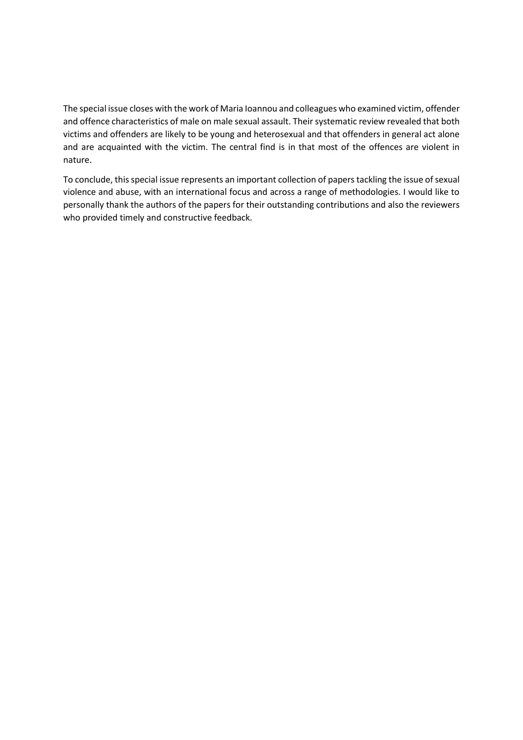The special issue closes with the work of Maria Ioannou and colleagues who examined victim, offender and offence characteristics of male on male sexual assault. Their systematic review revealed that both victims and offenders are likely to be young and heterosexual and that offenders in general act alone and are acquainted with the victim. The central find is in that most of the offences are violent in nature.

To conclude, this special issue represents an important collection of papers tackling the issue of sexual violence and abuse, with an international focus and across a range of methodologies. I would like to personally thank the authors of the papers for their outstanding contributions and also the reviewers who provided timely and constructive feedback.